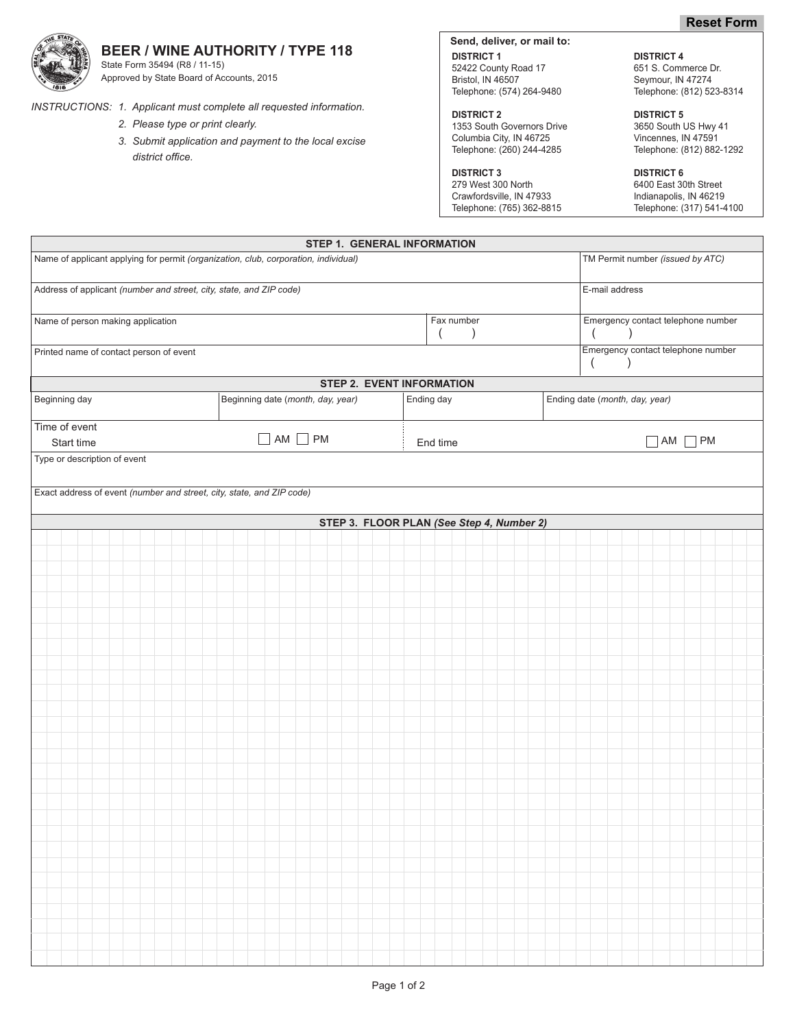Reset Form

# BEER / WINE AUTHORITY / TYPE 118

State Form 35494 (R8 / 11-15)
Approved by State Board of Accounts, 2015

*INSTRUCTIONS: 1. Applicant must complete all requested information.*
*2. Please type or print clearly.*
*3. Submit application and payment to the local excise district office.*

**Send, deliver, or mail to:**

**DISTRICT 1**
52422 County Road 17
Bristol, IN 46507
Telephone: (574) 264-9480

**DISTRICT 2**
1353 South Governors Drive
Columbia City, IN 46725
Telephone: (260) 244-4285

**DISTRICT 3**
279 West 300 North
Crawfordsville, IN 47933
Telephone: (765) 362-8815

**DISTRICT 4**
651 S. Commerce Dr.
Seymour, IN 47274
Telephone: (812) 523-8314

**DISTRICT 5**
3650 South US Hwy 41
Vincennes, IN 47591
Telephone: (812) 882-1292

**DISTRICT 6**
6400 East 30th Street
Indianapolis, IN 46219
Telephone: (317) 541-4100

## STEP 1. GENERAL INFORMATION

| | | |
|---|---|---|
| Name of applicant applying for permit *(organization, club, corporation, individual)* | | TM Permit number *(issued by ATC)* |
| Address of applicant *(number and street, city, state, and ZIP code)* | | E-mail address |
| Name of person making application | Fax number ( ) | Emergency contact telephone number ( ) |
| Printed name of contact person of event | | Emergency contact telephone number ( ) |

## STEP 2. EVENT INFORMATION

| | | | |
|---|---|---|---|
| Beginning day | Beginning date *(month, day, year)* | Ending day | Ending date *(month, day, year)* |
| Time of event<br>Start time | ☐ AM ☐ PM | End time | ☐ AM ☐ PM |
| Type or description of event | | | |
| Exact address of event *(number and street, city, state, and ZIP code)* | | | |

## STEP 3. FLOOR PLAN *(See Step 4, Number 2)*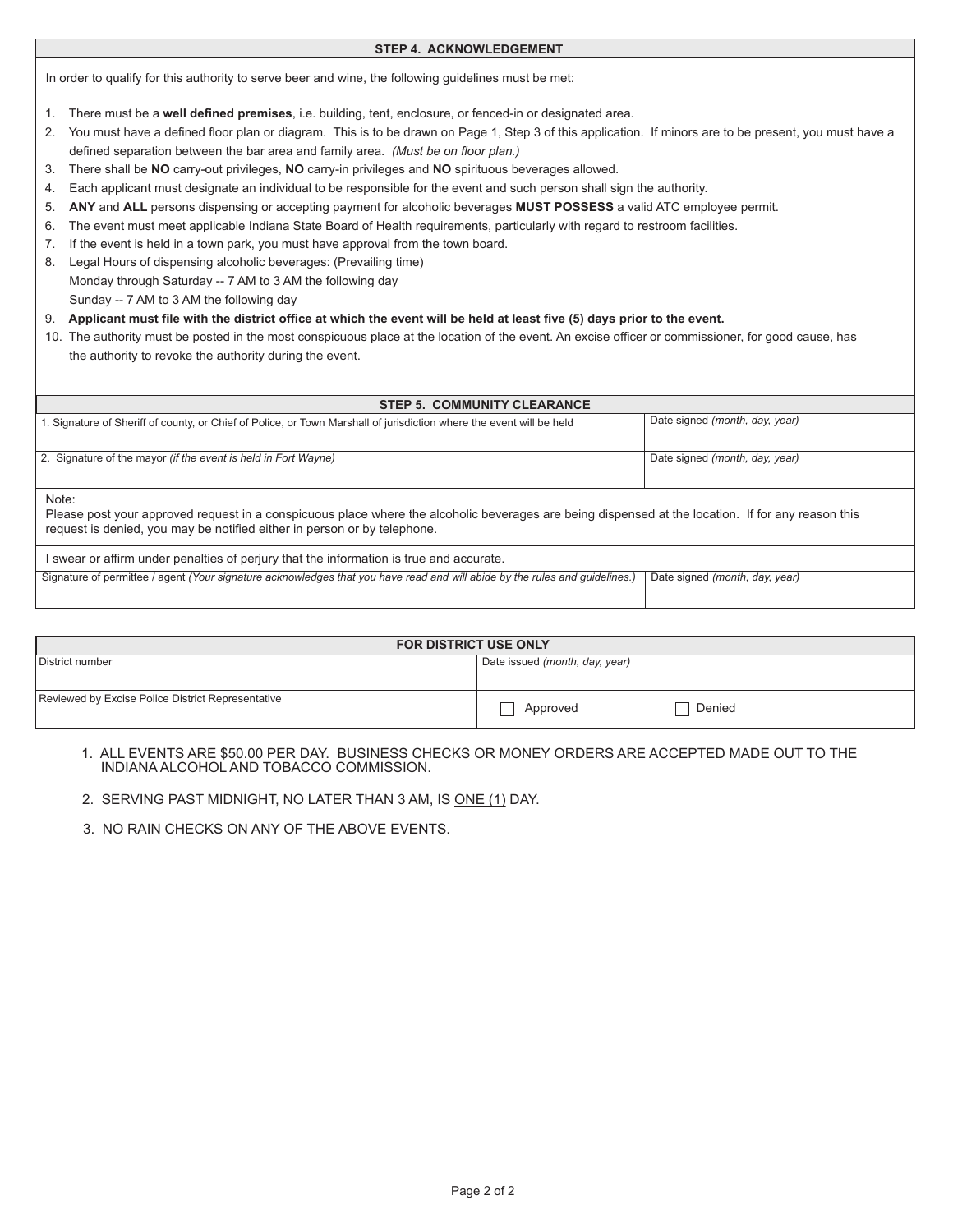## STEP 4. ACKNOWLEDGEMENT

In order to qualify for this authority to serve beer and wine, the following guidelines must be met:

1. There must be a **well defined premises**, i.e. building, tent, enclosure, or fenced-in or designated area.
2. You must have a defined floor plan or diagram. This is to be drawn on Page 1, Step 3 of this application. If minors are to be present, you must have a defined separation between the bar area and family area. *(Must be on floor plan.)*
3. There shall be **NO** carry-out privileges, **NO** carry-in privileges and **NO** spirituous beverages allowed.
4. Each applicant must designate an individual to be responsible for the event and such person shall sign the authority.
5. **ANY** and **ALL** persons dispensing or accepting payment for alcoholic beverages **MUST POSSESS** a valid ATC employee permit.
6. The event must meet applicable Indiana State Board of Health requirements, particularly with regard to restroom facilities.
7. If the event is held in a town park, you must have approval from the town board.
8. Legal Hours of dispensing alcoholic beverages: (Prevailing time)
   Monday through Saturday -- 7 AM to 3 AM the following day
   Sunday -- 7 AM to 3 AM the following day
9. **Applicant must file with the district office at which the event will be held at least five (5) days prior to the event.**
10. The authority must be posted in the most conspicuous place at the location of the event. An excise officer or commissioner, for good cause, has the authority to revoke the authority during the event.

## STEP 5. COMMUNITY CLEARANCE

| | |
|---|---|
| 1. Signature of Sheriff of county, or Chief of Police, or Town Marshall of jurisdiction where the event will be held | Date signed *(month, day, year)* |
| 2. Signature of the mayor *(if the event is held in Fort Wayne)* | Date signed *(month, day, year)* |

Note:
Please post your approved request in a conspicuous place where the alcoholic beverages are being dispensed at the location. If for any reason this request is denied, you may be notified either in person or by telephone.

I swear or affirm under penalties of perjury that the information is true and accurate.

| | |
|---|---|
| Signature of permittee / agent *(Your signature acknowledges that you have read and will abide by the rules and guidelines.)* | Date signed *(month, day, year)* |

## FOR DISTRICT USE ONLY

| | |
|---|---|
| District number | Date issued *(month, day, year)* |
| Reviewed by Excise Police District Representative | ☐ Approved ☐ Denied |

1. ALL EVENTS ARE $50.00 PER DAY. BUSINESS CHECKS OR MONEY ORDERS ARE ACCEPTED MADE OUT TO THE INDIANA ALCOHOL AND TOBACCO COMMISSION.
2. SERVING PAST MIDNIGHT, NO LATER THAN 3 AM, IS ONE (1) DAY.
3. NO RAIN CHECKS ON ANY OF THE ABOVE EVENTS.